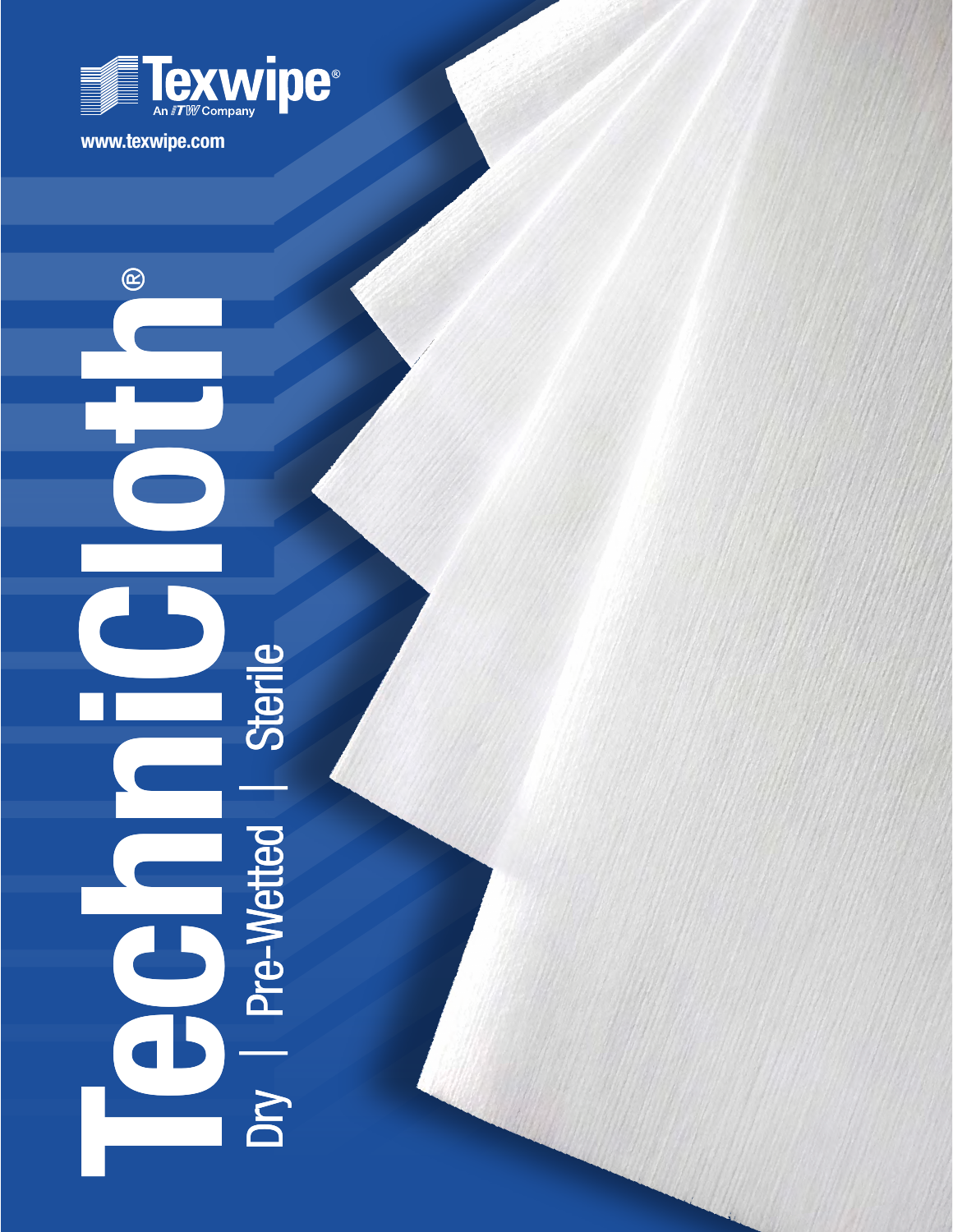Texwipe®

An ITW Company

www.texwipe.com

# TechniCloth®

Dry | Pre-Wetted | Sterile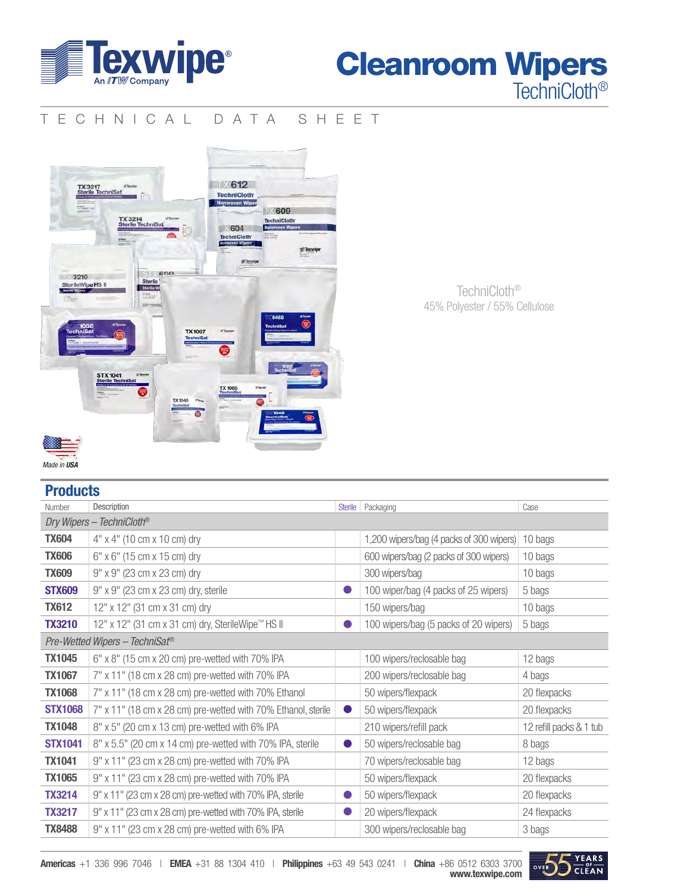# Cleanroom Wipers

## TechniCloth®

TECHNICAL DATA SHEET

TechniCloth®
45% Polyester / 55% Cellulose

Made in USA

## Products

| Number | Description | Sterile | Packaging | Case |
|---|---|---|---|---|
| *Dry Wipers – TechniCloth®* | | | | |
| **TX604** | 4" x 4" (10 cm x 10 cm) dry | | 1,200 wipers/bag (4 packs of 300 wipers) | 10 bags |
| **TX606** | 6" x 6" (15 cm x 15 cm) dry | | 600 wipers/bag (2 packs of 300 wipers) | 10 bags |
| **TX609** | 9" x 9" (23 cm x 23 cm) dry | | 300 wipers/bag | 10 bags |
| **STX609** | 9" x 9" (23 cm x 23 cm) dry, sterile | ● | 100 wiper/bag (4 packs of 25 wipers) | 5 bags |
| **TX612** | 12" x 12" (31 cm x 31 cm) dry | | 150 wipers/bag | 10 bags |
| **TX3210** | 12" x 12" (31 cm x 31 cm) dry, SterileWipe™ HS II | ● | 100 wipers/bag (5 packs of 20 wipers) | 5 bags |
| *Pre-Wetted Wipers – TechniSat®* | | | | |
| **TX1045** | 6" x 8" (15 cm x 20 cm) pre-wetted with 70% IPA | | 100 wipers/reclosable bag | 12 bags |
| **TX1067** | 7" x 11" (18 cm x 28 cm) pre-wetted with 70% IPA | | 200 wipers/reclosable bag | 4 bags |
| **TX1068** | 7" x 11" (18 cm x 28 cm) pre-wetted with 70% Ethanol | | 50 wipers/flexpack | 20 flexpacks |
| **STX1068** | 7" x 11" (18 cm x 28 cm) pre-wetted with 70% Ethanol, sterile | ● | 50 wipers/flexpack | 20 flexpacks |
| **TX1048** | 8" x 5" (20 cm x 13 cm) pre-wetted with 6% IPA | | 210 wipers/refill pack | 12 refill packs & 1 tub |
| **STX1041** | 8" x 5.5" (20 cm x 14 cm) pre-wetted with 70% IPA, sterile | ● | 50 wipers/reclosable bag | 8 bags |
| **TX1041** | 9" x 11" (23 cm x 28 cm) pre-wetted with 70% IPA | | 70 wipers/reclosable bag | 12 bags |
| **TX1065** | 9" x 11" (23 cm x 28 cm) pre-wetted with 70% IPA | | 50 wipers/flexpack | 20 flexpacks |
| **TX3214** | 9" x 11" (23 cm x 28 cm) pre-wetted with 70% IPA, sterile | ● | 50 wipers/flexpack | 20 flexpacks |
| **TX3217** | 9" x 11" (23 cm x 28 cm) pre-wetted with 70% IPA, sterile | ● | 20 wipers/flexpack | 24 flexpacks |
| **TX8488** | 9" x 11" (23 cm x 28 cm) pre-wetted with 6% IPA | | 300 wipers/reclosable bag | 3 bags |

**Americas** +1 336 996 7046 | **EMEA** +31 88 1304 410 | **Philippines** +63 49 543 0241 | **China** +86 0512 6303 3700
**www.texwipe.com**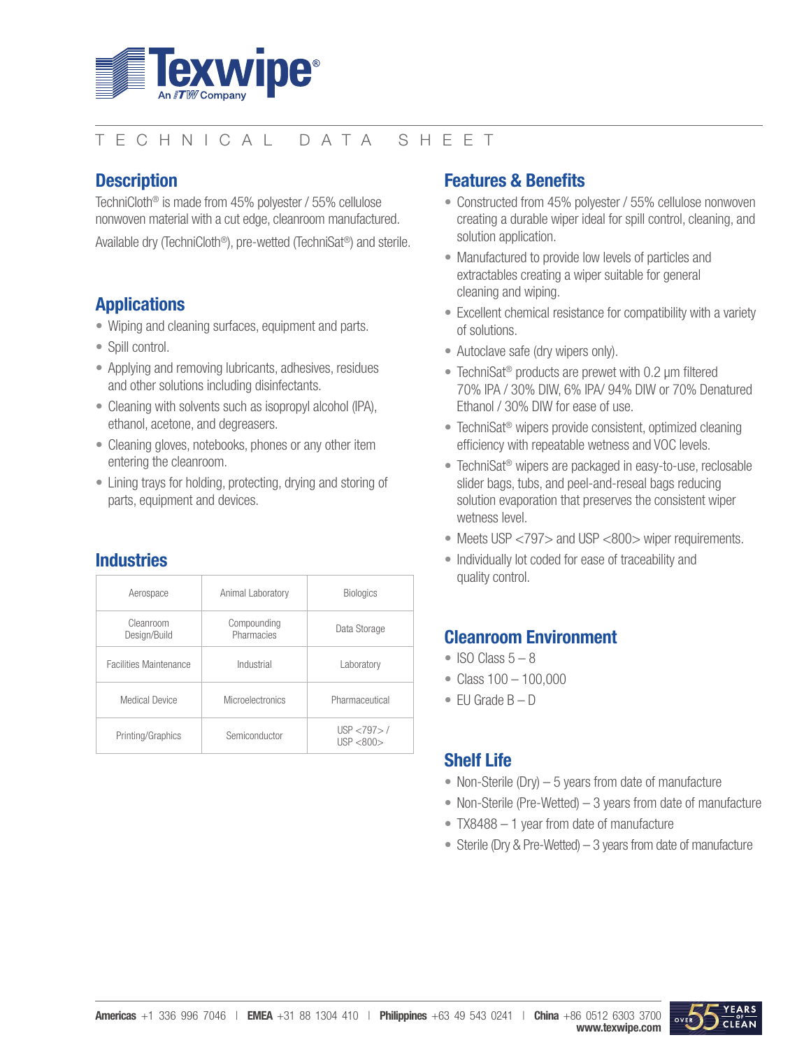Texwipe®

An ITW Company

TECHNICAL DATA SHEET

## Description

TechniCloth® is made from 45% polyester / 55% cellulose nonwoven material with a cut edge, cleanroom manufactured.

Available dry (TechniCloth®), pre-wetted (TechniSat®) and sterile.

## Applications

- Wiping and cleaning surfaces, equipment and parts.
- Spill control.
- Applying and removing lubricants, adhesives, residues and other solutions including disinfectants.
- Cleaning with solvents such as isopropyl alcohol (IPA), ethanol, acetone, and degreasers.
- Cleaning gloves, notebooks, phones or any other item entering the cleanroom.
- Lining trays for holding, protecting, drying and storing of parts, equipment and devices.

## Industries

| | | |
|---|---|---|
| Aerospace | Animal Laboratory | Biologics |
| Cleanroom Design/Build | Compounding Pharmacies | Data Storage |
| Facilities Maintenance | Industrial | Laboratory |
| Medical Device | Microelectronics | Pharmaceutical |
| Printing/Graphics | Semiconductor | USP <797> / USP <800> |

## Features & Benefits

- Constructed from 45% polyester / 55% cellulose nonwoven creating a durable wiper ideal for spill control, cleaning, and solution application.
- Manufactured to provide low levels of particles and extractables creating a wiper suitable for general cleaning and wiping.
- Excellent chemical resistance for compatibility with a variety of solutions.
- Autoclave safe (dry wipers only).
- TechniSat® products are prewet with 0.2 µm filtered 70% IPA / 30% DIW, 6% IPA/ 94% DIW or 70% Denatured Ethanol / 30% DIW for ease of use.
- TechniSat® wipers provide consistent, optimized cleaning efficiency with repeatable wetness and VOC levels.
- TechniSat® wipers are packaged in easy-to-use, reclosable slider bags, tubs, and peel-and-reseal bags reducing solution evaporation that preserves the consistent wiper wetness level.
- Meets USP <797> and USP <800> wiper requirements.
- Individually lot coded for ease of traceability and quality control.

## Cleanroom Environment

- ISO Class 5 – 8
- Class 100 – 100,000
- EU Grade B – D

## Shelf Life

- Non-Sterile (Dry) – 5 years from date of manufacture
- Non-Sterile (Pre-Wetted) – 3 years from date of manufacture
- TX8488 – 1 year from date of manufacture
- Sterile (Dry & Pre-Wetted) – 3 years from date of manufacture

**Americas** +1 336 996 7046 | **EMEA** +31 88 1304 410 | **Philippines** +63 49 543 0241 | **China** +86 0512 6303 3700
**www.texwipe.com**

OVER 55 YEARS OF CLEAN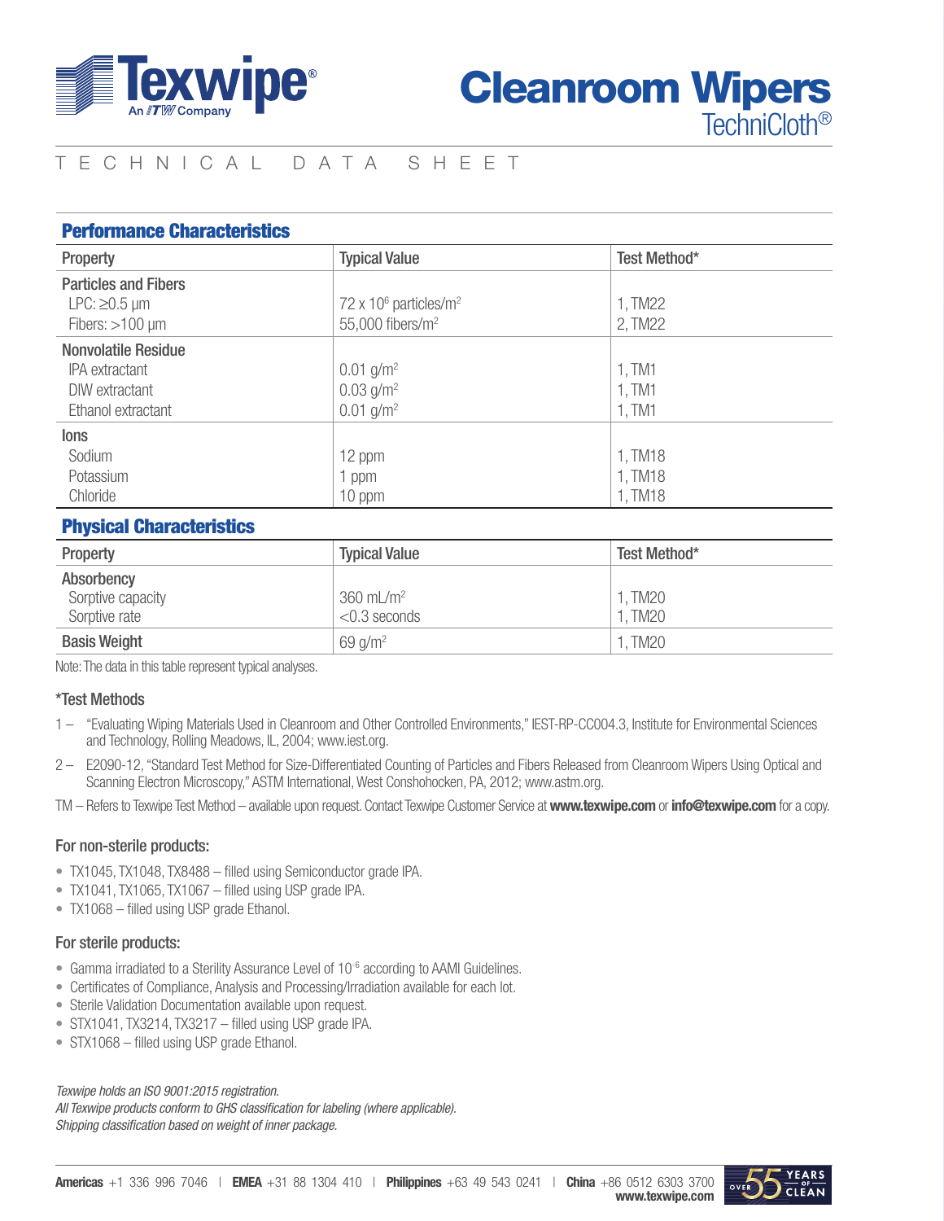# Texwipe

An ITW Company

# Cleanroom Wipers

TechniCloth®

TECHNICAL DATA SHEET

## Performance Characteristics

| Property | Typical Value | Test Method* |
|---|---|---|
| **Particles and Fibers** | | |
| LPC: ≥0.5 µm | $72 \times 10^6$ particles/m² | 1, TM22 |
| Fibers: >100 µm | 55,000 fibers/m² | 2, TM22 |
| **Nonvolatile Residue** | | |
| IPA extractant | 0.01 g/m² | 1, TM1 |
| DIW extractant | 0.03 g/m² | 1, TM1 |
| Ethanol extractant | 0.01 g/m² | 1, TM1 |
| **Ions** | | |
| Sodium | 12 ppm | 1, TM18 |
| Potassium | 1 ppm | 1, TM18 |
| Chloride | 10 ppm | 1, TM18 |

## Physical Characteristics

| Property | Typical Value | Test Method* |
|---|---|---|
| **Absorbency** | | |
| Sorptive capacity | 360 mL/m² | 1, TM20 |
| Sorptive rate | <0.3 seconds | 1, TM20 |
| **Basis Weight** | 69 g/m² | 1, TM20 |

Note: The data in this table represent typical analyses.

### *Test Methods

1 – "Evaluating Wiping Materials Used in Cleanroom and Other Controlled Environments," IEST-RP-CC004.3, Institute for Environmental Sciences and Technology, Rolling Meadows, IL, 2004; www.iest.org.

2 – E2090-12, "Standard Test Method for Size-Differentiated Counting of Particles and Fibers Released from Cleanroom Wipers Using Optical and Scanning Electron Microscopy," ASTM International, West Conshohocken, PA, 2012; www.astm.org.

TM – Refers to Texwipe Test Method – available upon request. Contact Texwipe Customer Service at **www.texwipe.com** or **info@texwipe.com** for a copy.

### For non-sterile products:

- TX1045, TX1048, TX8488 – filled using Semiconductor grade IPA.
- TX1041, TX1065, TX1067 – filled using USP grade IPA.
- TX1068 – filled using USP grade Ethanol.

### For sterile products:

- Gamma irradiated to a Sterility Assurance Level of $10^{-6}$ according to AAMI Guidelines.
- Certificates of Compliance, Analysis and Processing/Irradiation available for each lot.
- Sterile Validation Documentation available upon request.
- STX1041, TX3214, TX3217 – filled using USP grade IPA.
- STX1068 – filled using USP grade Ethanol.

*Texwipe holds an ISO 9001:2015 registration.*
*All Texwipe products conform to GHS classification for labeling (where applicable).*
*Shipping classification based on weight of inner package.*

**Americas** +1 336 996 7046 | **EMEA** +31 88 1304 410 | **Philippines** +63 49 543 0241 | **China** +86 0512 6303 3700
**www.texwipe.com**

OVER 55 YEARS OF CLEAN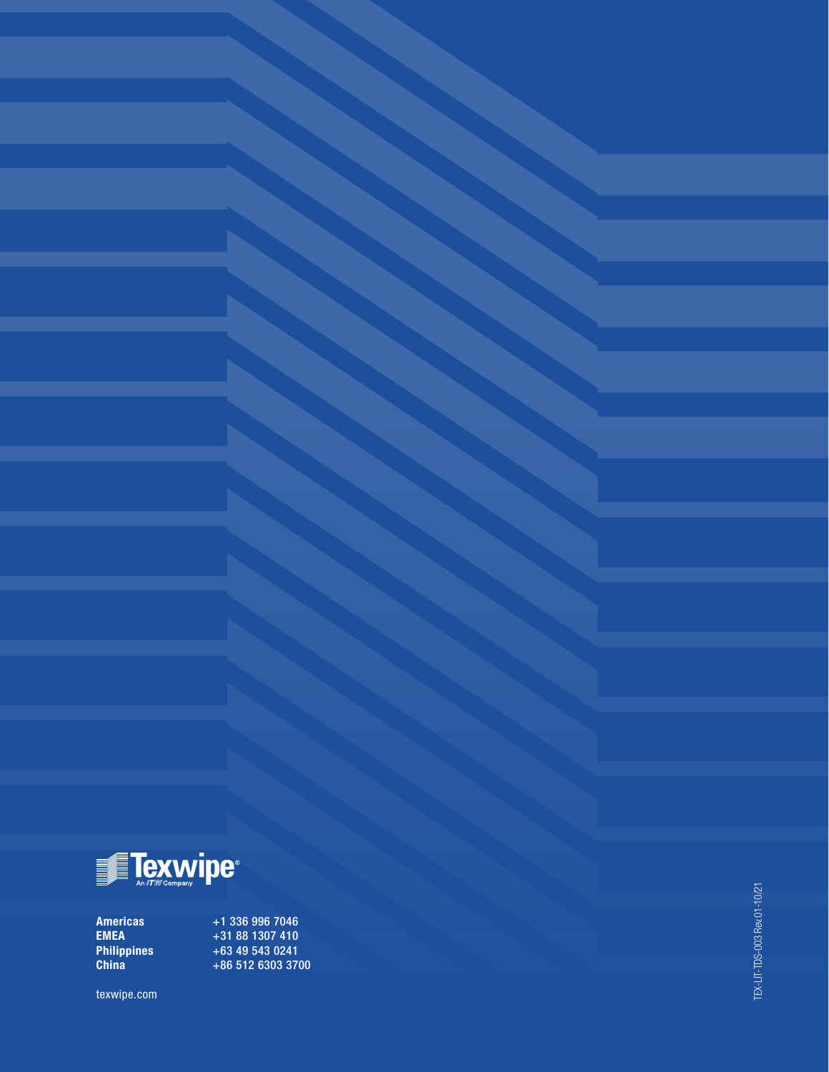Texwipe®
An ITW Company

| | |
|---|---|
| **Americas** | **+1 336 996 7046** |
| **EMEA** | **+31 88 1307 410** |
| **Philippines** | **+63 49 543 0241** |
| **China** | **+86 512 6303 3700** |

texwipe.com

TEX-LIT-TDS-003 Rev.01-10/21